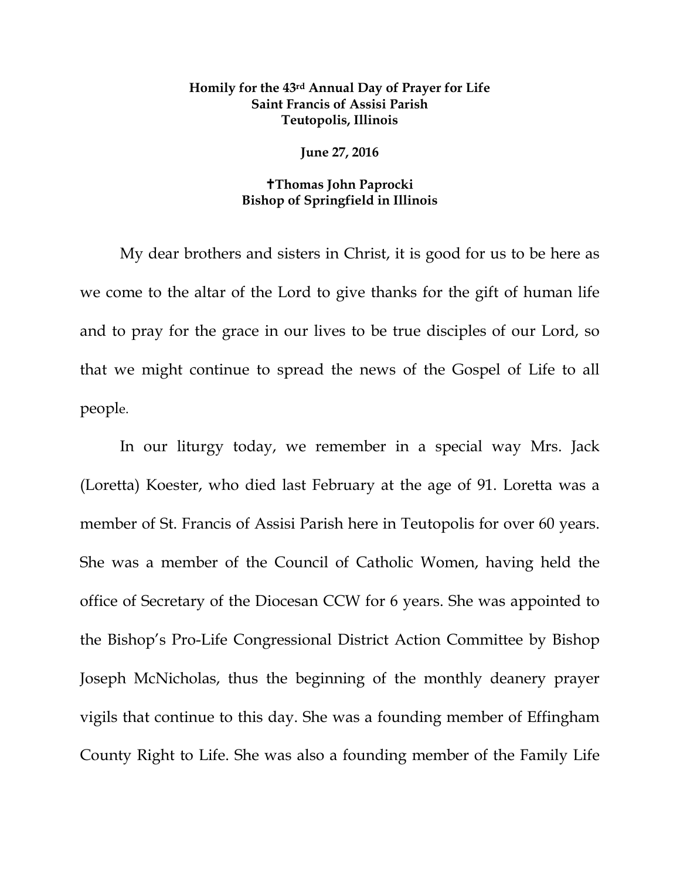**Homily for the 43rd Annual Day of Prayer for Life**
**Saint Francis of Assisi Parish**
**Teutopolis, Illinois**

**June 27, 2016**

**✝Thomas John Paprocki**
**Bishop of Springfield in Illinois**

My dear brothers and sisters in Christ, it is good for us to be here as we come to the altar of the Lord to give thanks for the gift of human life and to pray for the grace in our lives to be true disciples of our Lord, so that we might continue to spread the news of the Gospel of Life to all people.

In our liturgy today, we remember in a special way Mrs. Jack (Loretta) Koester, who died last February at the age of 91. Loretta was a member of St. Francis of Assisi Parish here in Teutopolis for over 60 years. She was a member of the Council of Catholic Women, having held the office of Secretary of the Diocesan CCW for 6 years. She was appointed to the Bishop's Pro-Life Congressional District Action Committee by Bishop Joseph McNicholas, thus the beginning of the monthly deanery prayer vigils that continue to this day. She was a founding member of Effingham County Right to Life. She was also a founding member of the Family Life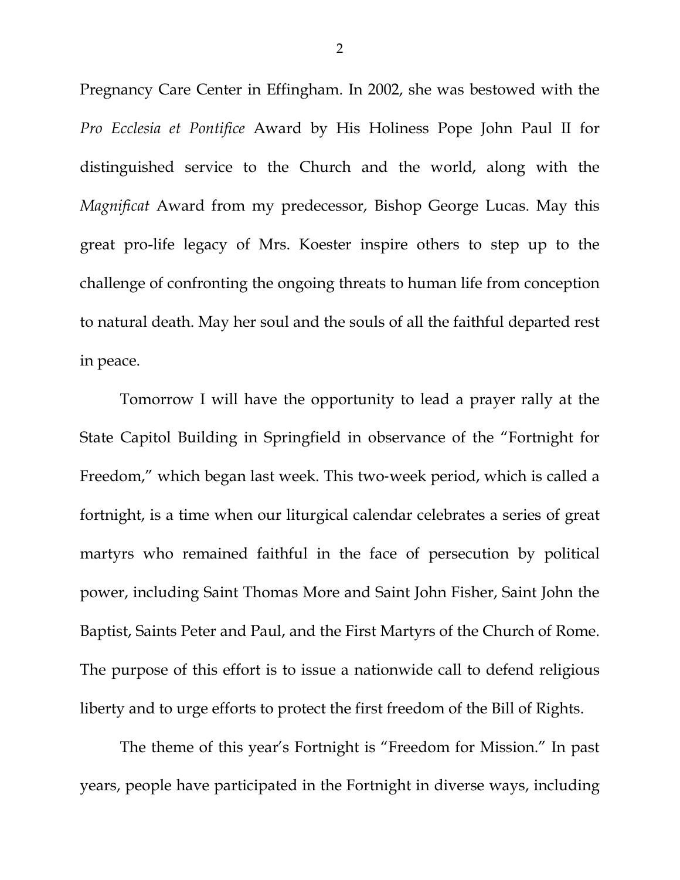Pregnancy Care Center in Effingham. In 2002, she was bestowed with the *Pro Ecclesia et Pontifice* Award by His Holiness Pope John Paul II for distinguished service to the Church and the world, along with the *Magnificat* Award from my predecessor, Bishop George Lucas. May this great pro-life legacy of Mrs. Koester inspire others to step up to the challenge of confronting the ongoing threats to human life from conception to natural death. May her soul and the souls of all the faithful departed rest in peace.

Tomorrow I will have the opportunity to lead a prayer rally at the State Capitol Building in Springfield in observance of the "Fortnight for Freedom," which began last week. This two-week period, which is called a fortnight, is a time when our liturgical calendar celebrates a series of great martyrs who remained faithful in the face of persecution by political power, including Saint Thomas More and Saint John Fisher, Saint John the Baptist, Saints Peter and Paul, and the First Martyrs of the Church of Rome. The purpose of this effort is to issue a nationwide call to defend religious liberty and to urge efforts to protect the first freedom of the Bill of Rights.

The theme of this year's Fortnight is "Freedom for Mission." In past years, people have participated in the Fortnight in diverse ways, including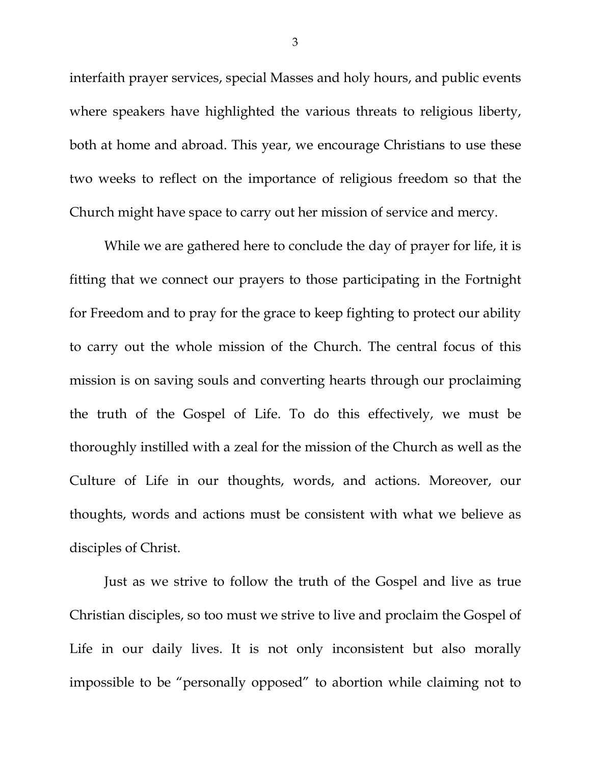interfaith prayer services, special Masses and holy hours, and public events where speakers have highlighted the various threats to religious liberty, both at home and abroad. This year, we encourage Christians to use these two weeks to reflect on the importance of religious freedom so that the Church might have space to carry out her mission of service and mercy.

While we are gathered here to conclude the day of prayer for life, it is fitting that we connect our prayers to those participating in the Fortnight for Freedom and to pray for the grace to keep fighting to protect our ability to carry out the whole mission of the Church. The central focus of this mission is on saving souls and converting hearts through our proclaiming the truth of the Gospel of Life. To do this effectively, we must be thoroughly instilled with a zeal for the mission of the Church as well as the Culture of Life in our thoughts, words, and actions. Moreover, our thoughts, words and actions must be consistent with what we believe as disciples of Christ.

Just as we strive to follow the truth of the Gospel and live as true Christian disciples, so too must we strive to live and proclaim the Gospel of Life in our daily lives. It is not only inconsistent but also morally impossible to be "personally opposed" to abortion while claiming not to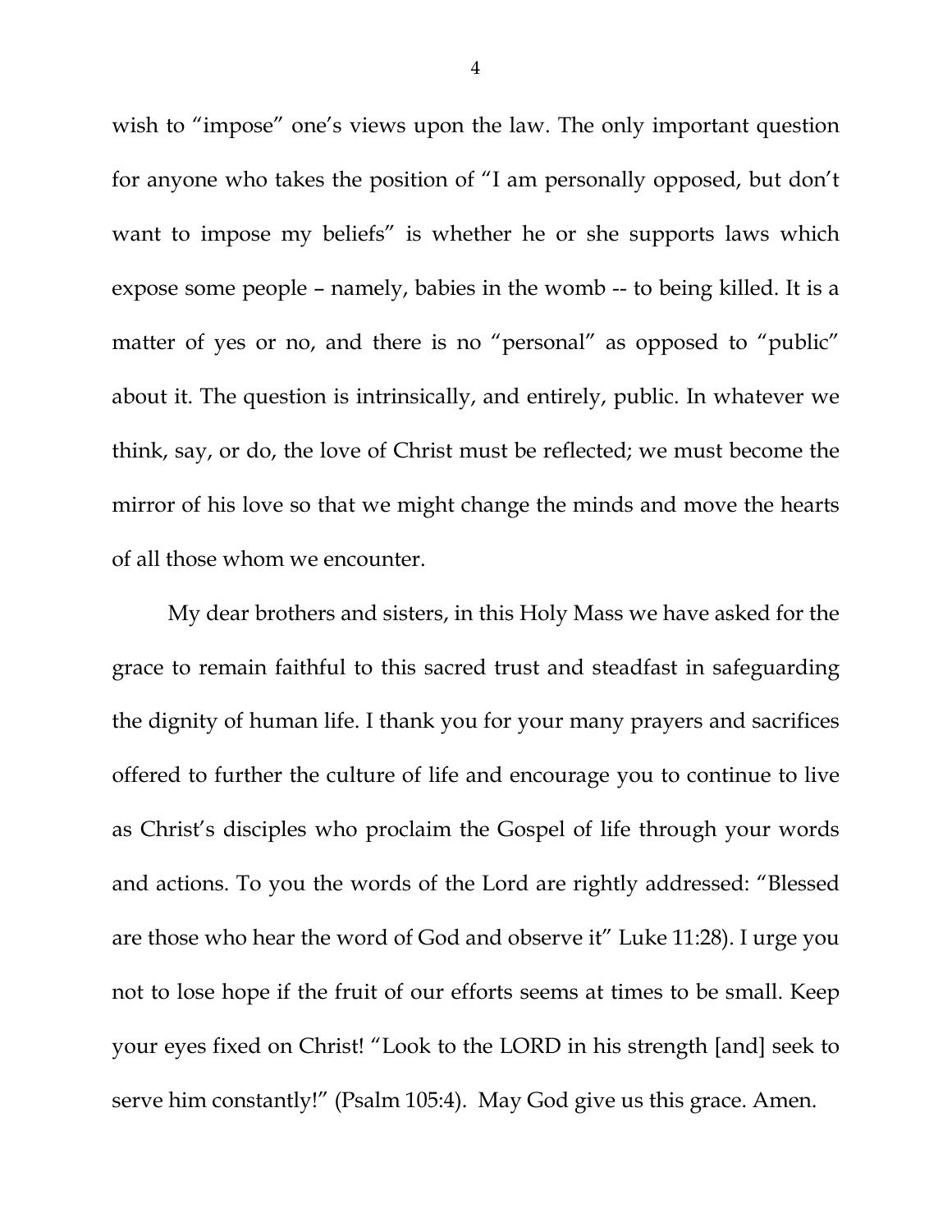wish to "impose" one's views upon the law. The only important question for anyone who takes the position of "I am personally opposed, but don't want to impose my beliefs" is whether he or she supports laws which expose some people – namely, babies in the womb -- to being killed. It is a matter of yes or no, and there is no "personal" as opposed to "public" about it. The question is intrinsically, and entirely, public. In whatever we think, say, or do, the love of Christ must be reflected; we must become the mirror of his love so that we might change the minds and move the hearts of all those whom we encounter.

My dear brothers and sisters, in this Holy Mass we have asked for the grace to remain faithful to this sacred trust and steadfast in safeguarding the dignity of human life. I thank you for your many prayers and sacrifices offered to further the culture of life and encourage you to continue to live as Christ's disciples who proclaim the Gospel of life through your words and actions. To you the words of the Lord are rightly addressed: "Blessed are those who hear the word of God and observe it" Luke 11:28). I urge you not to lose hope if the fruit of our efforts seems at times to be small. Keep your eyes fixed on Christ! "Look to the LORD in his strength [and] seek to serve him constantly!" (Psalm 105:4). May God give us this grace. Amen.